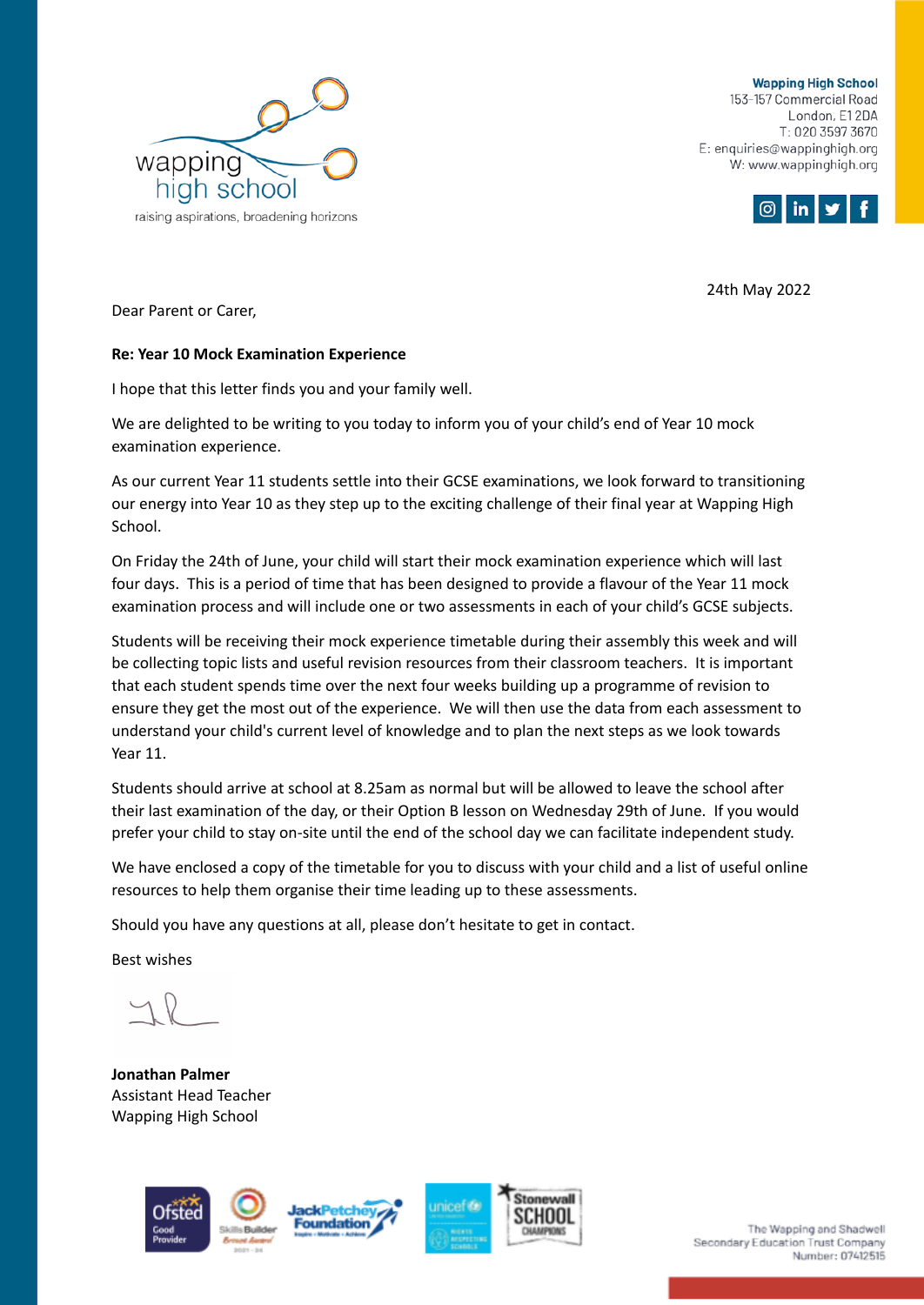wapping high school
raising aspirations, broadening horizons

**Wapping High School**
153-157 Commercial Road
London, E1 2DA
T: 020 3597 3670
E: enquiries@wappinghigh.org
W: www.wappinghigh.org

24th May 2022

Dear Parent or Carer,

**Re: Year 10 Mock Examination Experience**

I hope that this letter finds you and your family well.

We are delighted to be writing to you today to inform you of your child's end of Year 10 mock examination experience.

As our current Year 11 students settle into their GCSE examinations, we look forward to transitioning our energy into Year 10 as they step up to the exciting challenge of their final year at Wapping High School.

On Friday the 24th of June, your child will start their mock examination experience which will last four days. This is a period of time that has been designed to provide a flavour of the Year 11 mock examination process and will include one or two assessments in each of your child's GCSE subjects.

Students will be receiving their mock experience timetable during their assembly this week and will be collecting topic lists and useful revision resources from their classroom teachers. It is important that each student spends time over the next four weeks building up a programme of revision to ensure they get the most out of the experience. We will then use the data from each assessment to understand your child's current level of knowledge and to plan the next steps as we look towards Year 11.

Students should arrive at school at 8.25am as normal but will be allowed to leave the school after their last examination of the day, or their Option B lesson on Wednesday 29th of June. If you would prefer your child to stay on-site until the end of the school day we can facilitate independent study.

We have enclosed a copy of the timetable for you to discuss with your child and a list of useful online resources to help them organise their time leading up to these assessments.

Should you have any questions at all, please don't hesitate to get in contact.

Best wishes

**Jonathan Palmer**
Assistant Head Teacher
Wapping High School

The Wapping and Shadwell Secondary Education Trust Company Number: 07412515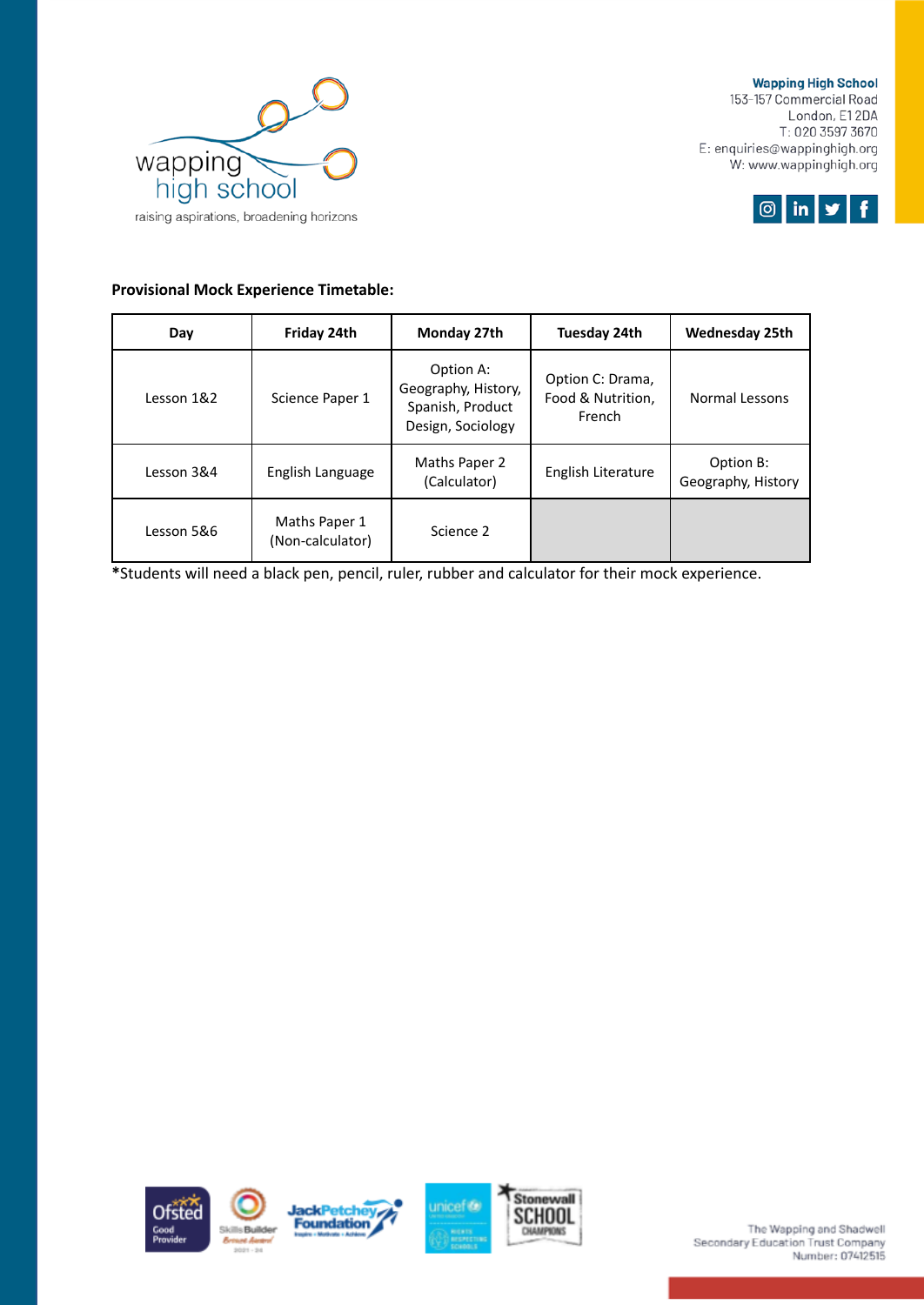**Provisional Mock Experience Timetable:**

| Day | Friday 24th | Monday 27th | Tuesday 24th | Wednesday 25th |
|---|---|---|---|---|
| Lesson 1&2 | Science Paper 1 | Option A: Geography, History, Spanish, Product Design, Sociology | Option C: Drama, Food & Nutrition, French | Normal Lessons |
| Lesson 3&4 | English Language | Maths Paper 2 (Calculator) | English Literature | Option B: Geography, History |
| Lesson 5&6 | Maths Paper 1 (Non-calculator) | Science 2 | | |

*Students will need a black pen, pencil, ruler, rubber and calculator for their mock experience.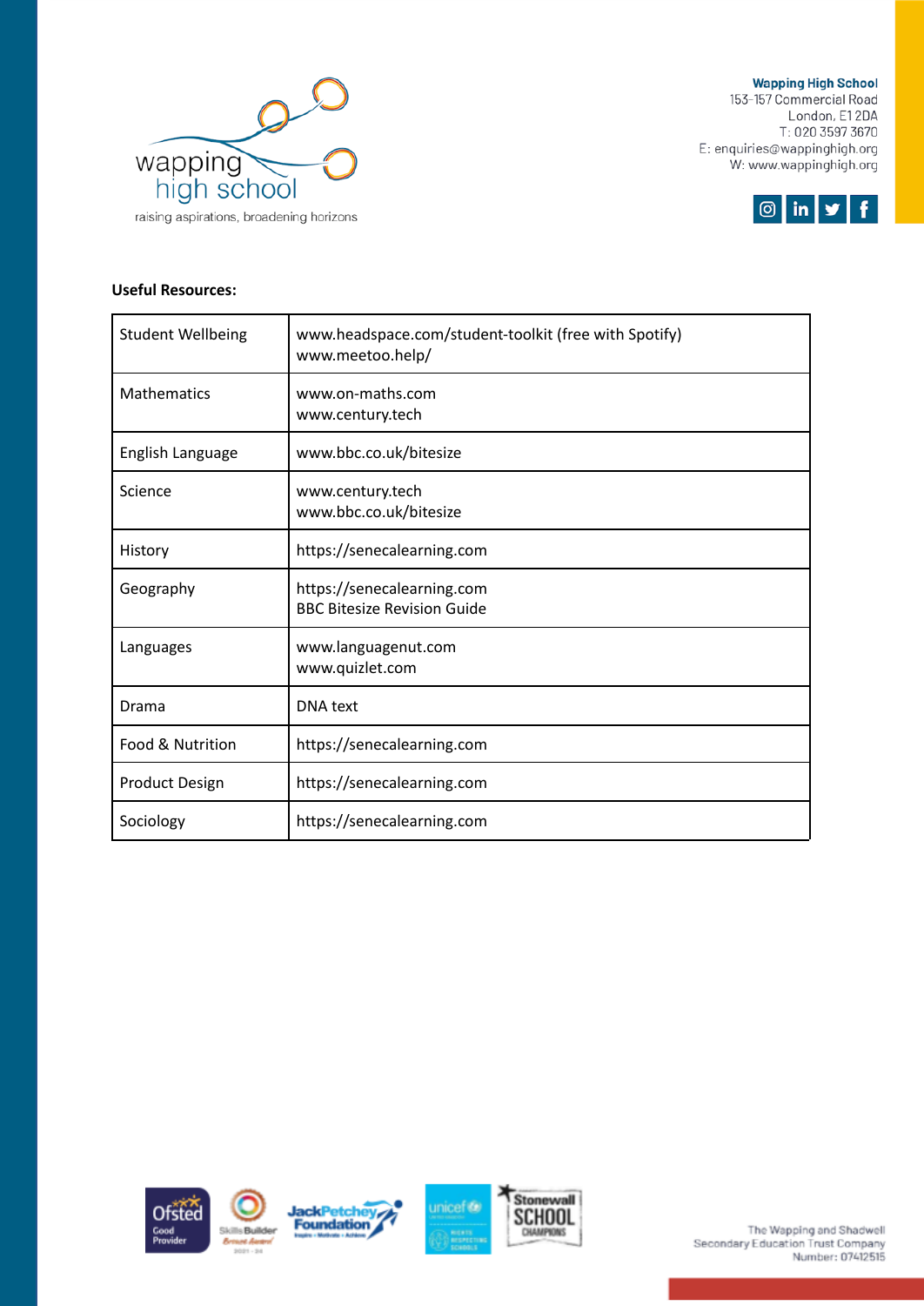**Useful Resources:**

| | |
|---|---|
| Student Wellbeing | www.headspace.com/student-toolkit (free with Spotify)<br>www.meetoo.help/ |
| Mathematics | www.on-maths.com<br>www.century.tech |
| English Language | www.bbc.co.uk/bitesize |
| Science | www.century.tech<br>www.bbc.co.uk/bitesize |
| History | https://senecalearning.com |
| Geography | https://senecalearning.com<br>BBC Bitesize Revision Guide |
| Languages | www.languagenut.com<br>www.quizlet.com |
| Drama | DNA text |
| Food & Nutrition | https://senecalearning.com |
| Product Design | https://senecalearning.com |
| Sociology | https://senecalearning.com |